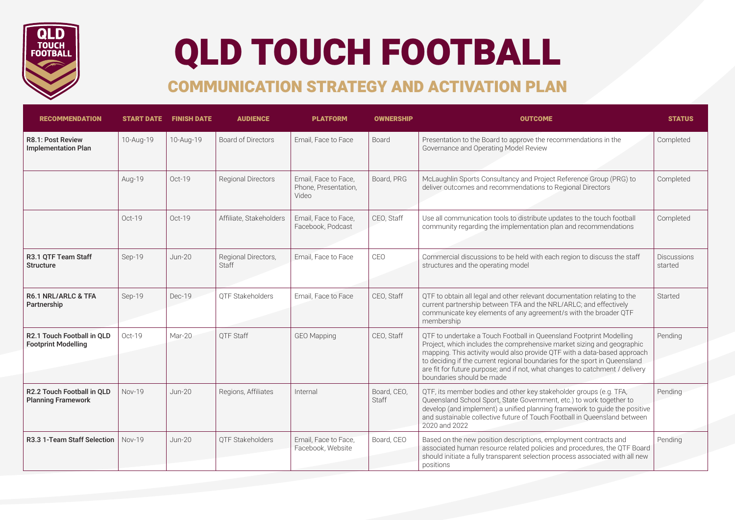# QLD TOUCH FOOTBALL

## COMMUNICATION STRATEGY AND ACTIVATION PLAN

| RECOMMENDATION | START DATE | FINISH DATE | AUDIENCE | PLATFORM | OWNERSHIP | OUTCOME | STATUS |
|---|---|---|---|---|---|---|---|
| **R8.1: Post Review Implementation Plan** | 10-Aug-19 | 10-Aug-19 | Board of Directors | Email, Face to Face | Board | Presentation to the Board to approve the recommendations in the Governance and Operating Model Review | Completed |
| | Aug-19 | Oct-19 | Regional Directors | Email, Face to Face, Phone, Presentation, Video | Board, PRG | McLaughlin Sports Consultancy and Project Reference Group (PRG) to deliver outcomes and recommendations to Regional Directors | Completed |
| | Oct-19 | Oct-19 | Affiliate, Stakeholders | Email, Face to Face, Facebook, Podcast | CEO, Staff | Use all communication tools to distribute updates to the touch football community regarding the implementation plan and recommendations | Completed |
| **R3.1 QTF Team Staff Structure** | Sep-19 | Jun-20 | Regional Directors, Staff | Email, Face to Face | CEO | Commercial discussions to be held with each region to discuss the staff structures and the operating model | Discussions started |
| **R6.1 NRL/ARLC & TFA Partnership** | Sep-19 | Dec-19 | QTF Stakeholders | Email, Face to Face | CEO, Staff | QTF to obtain all legal and other relevant documentation relating to the current partnership between TFA and the NRL/ARLC; and effectively communicate key elements of any agreement/s with the broader QTF membership | Started |
| **R2.1 Touch Football in QLD Footprint Modelling** | Oct-19 | Mar-20 | QTF Staff | GEO Mapping | CEO, Staff | QTF to undertake a Touch Football in Queensland Footprint Modelling Project, which includes the comprehensive market sizing and geographic mapping. This activity would also provide QTF with a data-based approach to deciding if the current regional boundaries for the sport in Queensland are fit for future purpose; and if not, what changes to catchment / delivery boundaries should be made | Pending |
| **R2.2 Touch Football in QLD Planning Framework** | Nov-19 | Jun-20 | Regions, Affiliates | Internal | Board, CEO, Staff | QTF, its member bodies and other key stakeholder groups (e.g. TFA, Queensland School Sport, State Government, etc.) to work together to develop (and implement) a unified planning framework to guide the positive and sustainable collective future of Touch Football in Queensland between 2020 and 2022 | Pending |
| **R3.3 1-Team Staff Selection** | Nov-19 | Jun-20 | QTF Stakeholders | Email, Face to Face, Facebook, Website | Board, CEO | Based on the new position descriptions, employment contracts and associated human resource related policies and procedures, the QTF Board should initiate a fully transparent selection process associated with all new positions | Pending |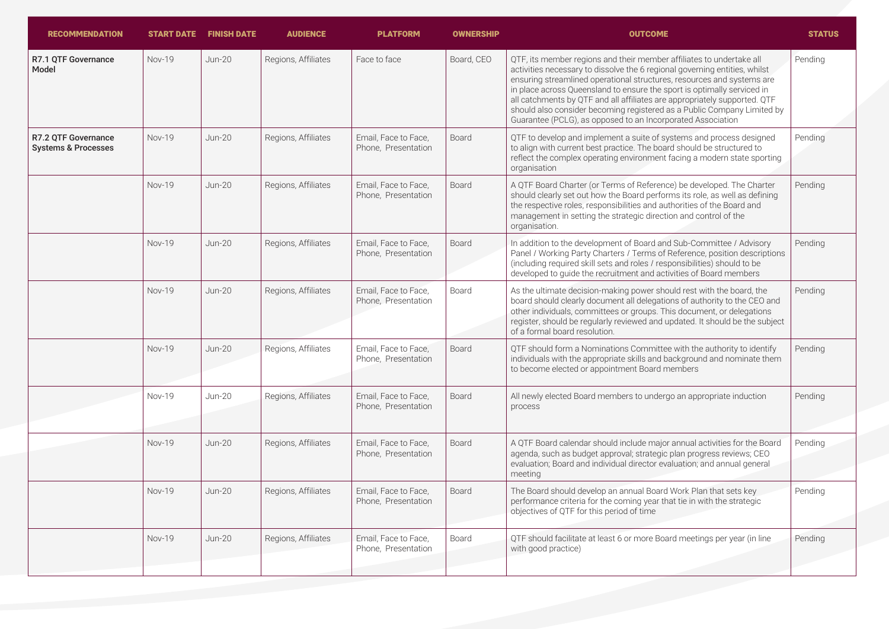| RECOMMENDATION | START DATE | FINISH DATE | AUDIENCE | PLATFORM | OWNERSHIP | OUTCOME | STATUS |
|---|---|---|---|---|---|---|---|
| **R7.1 QTF Governance Model** | Nov-19 | Jun-20 | Regions, Affiliates | Face to face | Board, CEO | QTF, its member regions and their member affiliates to undertake all activities necessary to dissolve the 6 regional governing entities, whilst ensuring streamlined operational structures, resources and systems are in place across Queensland to ensure the sport is optimally serviced in all catchments by QTF and all affiliates are appropriately supported. QTF should also consider becoming registered as a Public Company Limited by Guarantee (PCLG), as opposed to an Incorporated Association | Pending |
| **R7.2 QTF Governance Systems & Processes** | Nov-19 | Jun-20 | Regions, Affiliates | Email, Face to Face, Phone, Presentation | Board | QTF to develop and implement a suite of systems and process designed to align with current best practice. The board should be structured to reflect the complex operating environment facing a modern state sporting organisation | Pending |
| | Nov-19 | Jun-20 | Regions, Affiliates | Email, Face to Face, Phone, Presentation | Board | A QTF Board Charter (or Terms of Reference) be developed. The Charter should clearly set out how the Board performs its role, as well as defining the respective roles, responsibilities and authorities of the Board and management in setting the strategic direction and control of the organisation. | Pending |
| | Nov-19 | Jun-20 | Regions, Affiliates | Email, Face to Face, Phone, Presentation | Board | In addition to the development of Board and Sub-Committee / Advisory Panel / Working Party Charters / Terms of Reference, position descriptions (including required skill sets and roles / responsibilities) should to be developed to guide the recruitment and activities of Board members | Pending |
| | Nov-19 | Jun-20 | Regions, Affiliates | Email, Face to Face, Phone, Presentation | Board | As the ultimate decision-making power should rest with the board, the board should clearly document all delegations of authority to the CEO and other individuals, committees or groups. This document, or delegations register, should be regularly reviewed and updated. It should be the subject of a formal board resolution. | Pending |
| | Nov-19 | Jun-20 | Regions, Affiliates | Email, Face to Face, Phone, Presentation | Board | QTF should form a Nominations Committee with the authority to identify individuals with the appropriate skills and background and nominate them to become elected or appointment Board members | Pending |
| | Nov-19 | Jun-20 | Regions, Affiliates | Email, Face to Face, Phone, Presentation | Board | All newly elected Board members to undergo an appropriate induction process | Pending |
| | Nov-19 | Jun-20 | Regions, Affiliates | Email, Face to Face, Phone, Presentation | Board | A QTF Board calendar should include major annual activities for the Board agenda, such as budget approval; strategic plan progress reviews; CEO evaluation; Board and individual director evaluation; and annual general meeting | Pending |
| | Nov-19 | Jun-20 | Regions, Affiliates | Email, Face to Face, Phone, Presentation | Board | The Board should develop an annual Board Work Plan that sets key performance criteria for the coming year that tie in with the strategic objectives of QTF for this period of time | Pending |
| | Nov-19 | Jun-20 | Regions, Affiliates | Email, Face to Face, Phone, Presentation | Board | QTF should facilitate at least 6 or more Board meetings per year (in line with good practice) | Pending |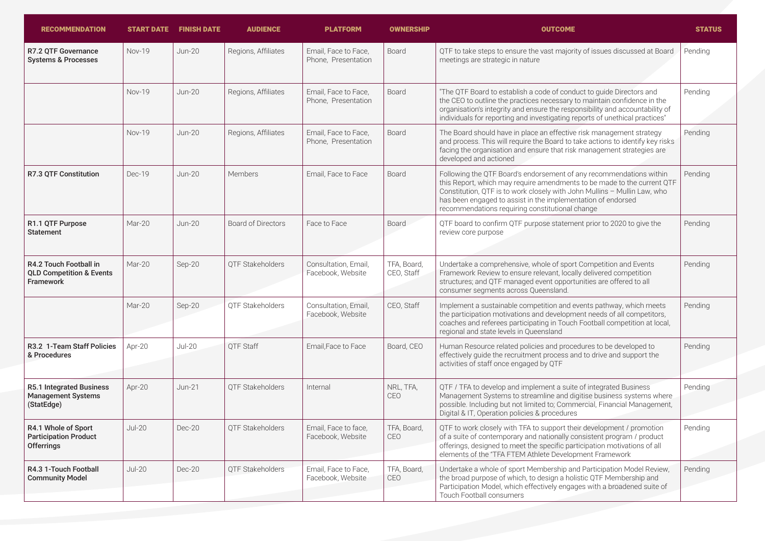| RECOMMENDATION | START DATE | FINISH DATE | AUDIENCE | PLATFORM | OWNERSHIP | OUTCOME | STATUS |
|---|---|---|---|---|---|---|---|
| **R7.2 QTF Governance Systems & Processes** | Nov-19 | Jun-20 | Regions, Affiliates | Email, Face to Face, Phone, Presentation | Board | QTF to take steps to ensure the vast majority of issues discussed at Board meetings are strategic in nature | Pending |
| | Nov-19 | Jun-20 | Regions, Affiliates | Email, Face to Face, Phone, Presentation | Board | "The QTF Board to establish a code of conduct to guide Directors and the CEO to outline the practices necessary to maintain confidence in the organisation's integrity and ensure the responsibility and accountability of individuals for reporting and investigating reports of unethical practices" | Pending |
| | Nov-19 | Jun-20 | Regions, Affiliates | Email, Face to Face, Phone, Presentation | Board | The Board should have in place an effective risk management strategy and process. This will require the Board to take actions to identify key risks facing the organisation and ensure that risk management strategies are developed and actioned | Pending |
| **R7.3 QTF Constitution** | Dec-19 | Jun-20 | Members | Email, Face to Face | Board | Following the QTF Board's endorsement of any recommendations within this Report, which may require amendments to be made to the current QTF Constitution, QTF is to work closely with John Mullins – Mullin Law, who has been engaged to assist in the implementation of endorsed recommendations requiring constitutional change | Pending |
| **R1.1 QTF Purpose Statement** | Mar-20 | Jun-20 | Board of Directors | Face to Face | Board | QTF board to confirm QTF purpose statement prior to 2020 to give the review core purpose | Pending |
| **R4.2 Touch Football in QLD Competition & Events Framework** | Mar-20 | Sep-20 | QTF Stakeholders | Consultation, Email, Facebook, Website | TFA, Board, CEO, Staff | Undertake a comprehensive, whole of sport Competition and Events Framework Review to ensure relevant, locally delivered competition structures; and QTF managed event opportunities are offered to all consumer segments across Queensland. | Pending |
| | Mar-20 | Sep-20 | QTF Stakeholders | Consultation, Email, Facebook, Website | CEO, Staff | Implement a sustainable competition and events pathway, which meets the participation motivations and development needs of all competitors, coaches and referees participating in Touch Football competition at local, regional and state levels in Queensland | Pending |
| **R3.2 1-Team Staff Policies & Procedures** | Apr-20 | Jul-20 | QTF Staff | Email,Face to Face | Board, CEO | Human Resource related policies and procedures to be developed to effectively guide the recruitment process and to drive and support the activities of staff once engaged by QTF | Pending |
| **R5.1 Integrated Business Management Systems (StatEdge)** | Apr-20 | Jun-21 | QTF Stakeholders | Internal | NRL, TFA, CEO | QTF / TFA to develop and implement a suite of integrated Business Management Systems to streamline and digitise business systems where possible. Including but not limited to; Commercial, Financial Management, Digital & IT, Operation policies & procedures | Pending |
| **R4.1 Whole of Sport Participation Product Offerings** | Jul-20 | Dec-20 | QTF Stakeholders | Email, Face to face, Facebook, Website | TFA, Board, CEO | QTF to work closely with TFA to support their development / promotion of a suite of contemporary and nationally consistent program / product offerings, designed to meet the specific participation motivations of all elements of the "TFA FTEM Athlete Development Framework | Pending |
| **R4.3 1-Touch Football Community Model** | Jul-20 | Dec-20 | QTF Stakeholders | Email, Face to Face, Facebook, Website | TFA, Board, CEO | Undertake a whole of sport Membership and Participation Model Review, the broad purpose of which, to design a holistic QTF Membership and Participation Model, which effectively engages with a broadened suite of Touch Football consumers | Pending |